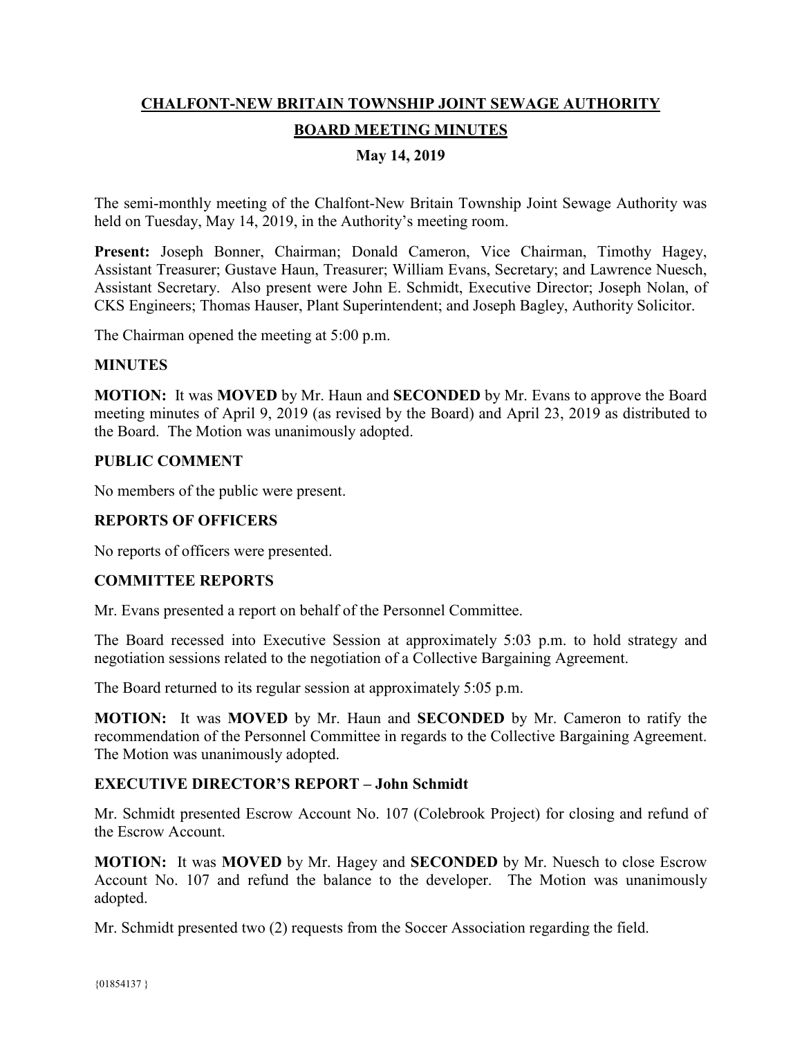# CHALFONT-NEW BRITAIN TOWNSHIP JOINT SEWAGE AUTHORITY

## BOARD MEETING MINUTES

### May 14, 2019

The semi-monthly meeting of the Chalfont-New Britain Township Joint Sewage Authority was held on Tuesday, May 14, 2019, in the Authority's meeting room.

**Present:** Joseph Bonner, Chairman; Donald Cameron, Vice Chairman, Timothy Hagey, Assistant Treasurer; Gustave Haun, Treasurer; William Evans, Secretary; and Lawrence Nuesch, Assistant Secretary. Also present were John E. Schmidt, Executive Director; Joseph Nolan, of CKS Engineers; Thomas Hauser, Plant Superintendent; and Joseph Bagley, Authority Solicitor.

The Chairman opened the meeting at 5:00 p.m.

**MINUTES**

**MOTION:** It was **MOVED** by Mr. Haun and **SECONDED** by Mr. Evans to approve the Board meeting minutes of April 9, 2019 (as revised by the Board) and April 23, 2019 as distributed to the Board. The Motion was unanimously adopted.

**PUBLIC COMMENT**

No members of the public were present.

**REPORTS OF OFFICERS**

No reports of officers were presented.

**COMMITTEE REPORTS**

Mr. Evans presented a report on behalf of the Personnel Committee.

The Board recessed into Executive Session at approximately 5:03 p.m. to hold strategy and negotiation sessions related to the negotiation of a Collective Bargaining Agreement.

The Board returned to its regular session at approximately 5:05 p.m.

**MOTION:** It was **MOVED** by Mr. Haun and **SECONDED** by Mr. Cameron to ratify the recommendation of the Personnel Committee in regards to the Collective Bargaining Agreement. The Motion was unanimously adopted.

**EXECUTIVE DIRECTOR'S REPORT – John Schmidt**

Mr. Schmidt presented Escrow Account No. 107 (Colebrook Project) for closing and refund of the Escrow Account.

**MOTION:** It was **MOVED** by Mr. Hagey and **SECONDED** by Mr. Nuesch to close Escrow Account No. 107 and refund the balance to the developer. The Motion was unanimously adopted.

Mr. Schmidt presented two (2) requests from the Soccer Association regarding the field.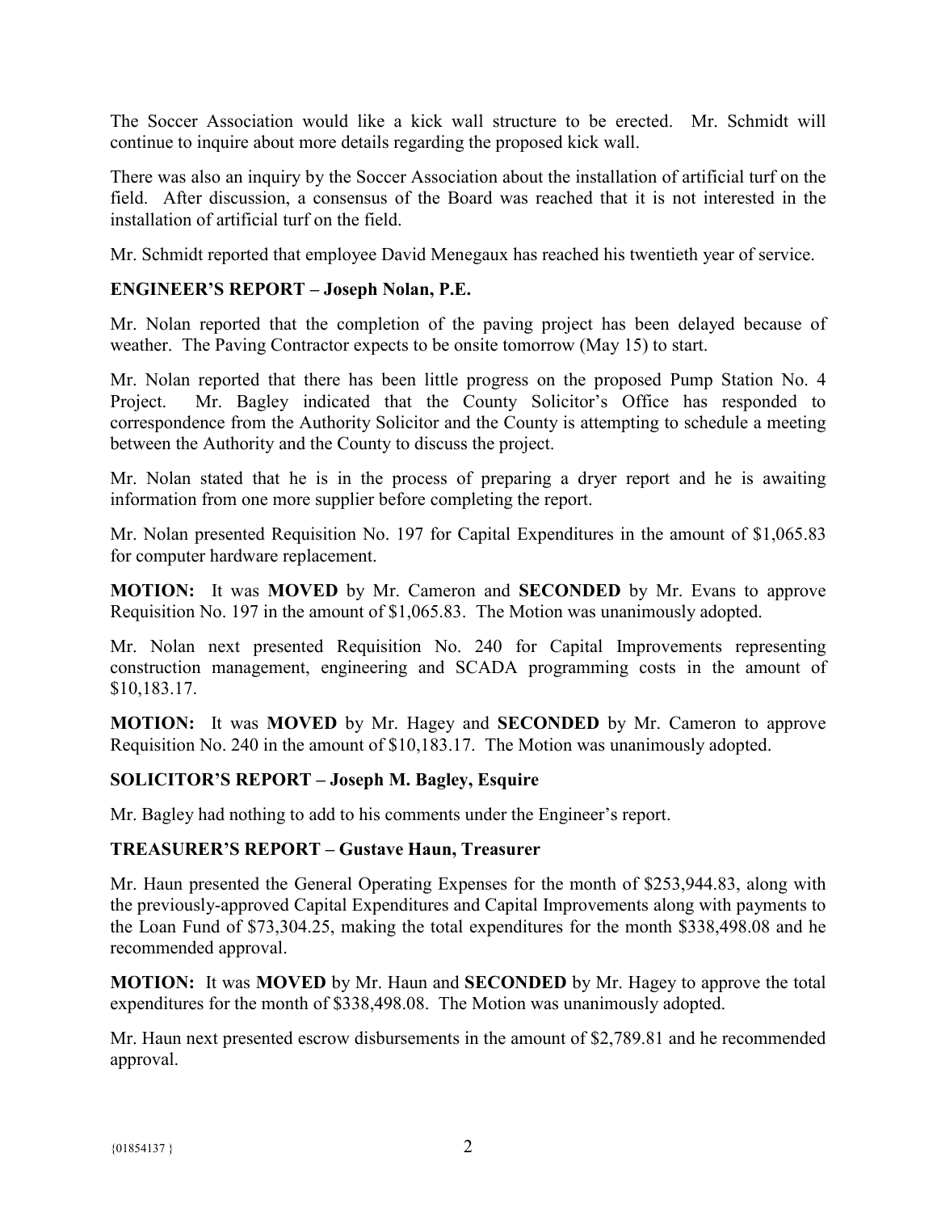The Soccer Association would like a kick wall structure to be erected. Mr. Schmidt will continue to inquire about more details regarding the proposed kick wall.

There was also an inquiry by the Soccer Association about the installation of artificial turf on the field. After discussion, a consensus of the Board was reached that it is not interested in the installation of artificial turf on the field.

Mr. Schmidt reported that employee David Menegaux has reached his twentieth year of service.

**ENGINEER'S REPORT – Joseph Nolan, P.E.**

Mr. Nolan reported that the completion of the paving project has been delayed because of weather. The Paving Contractor expects to be onsite tomorrow (May 15) to start.

Mr. Nolan reported that there has been little progress on the proposed Pump Station No. 4 Project. Mr. Bagley indicated that the County Solicitor's Office has responded to correspondence from the Authority Solicitor and the County is attempting to schedule a meeting between the Authority and the County to discuss the project.

Mr. Nolan stated that he is in the process of preparing a dryer report and he is awaiting information from one more supplier before completing the report.

Mr. Nolan presented Requisition No. 197 for Capital Expenditures in the amount of $1,065.83 for computer hardware replacement.

**MOTION:** It was **MOVED** by Mr. Cameron and **SECONDED** by Mr. Evans to approve Requisition No. 197 in the amount of $1,065.83. The Motion was unanimously adopted.

Mr. Nolan next presented Requisition No. 240 for Capital Improvements representing construction management, engineering and SCADA programming costs in the amount of $10,183.17.

**MOTION:** It was **MOVED** by Mr. Hagey and **SECONDED** by Mr. Cameron to approve Requisition No. 240 in the amount of $10,183.17. The Motion was unanimously adopted.

**SOLICITOR'S REPORT – Joseph M. Bagley, Esquire**

Mr. Bagley had nothing to add to his comments under the Engineer's report.

**TREASURER'S REPORT – Gustave Haun, Treasurer**

Mr. Haun presented the General Operating Expenses for the month of $253,944.83, along with the previously-approved Capital Expenditures and Capital Improvements along with payments to the Loan Fund of $73,304.25, making the total expenditures for the month $338,498.08 and he recommended approval.

**MOTION:** It was **MOVED** by Mr. Haun and **SECONDED** by Mr. Hagey to approve the total expenditures for the month of $338,498.08. The Motion was unanimously adopted.

Mr. Haun next presented escrow disbursements in the amount of $2,789.81 and he recommended approval.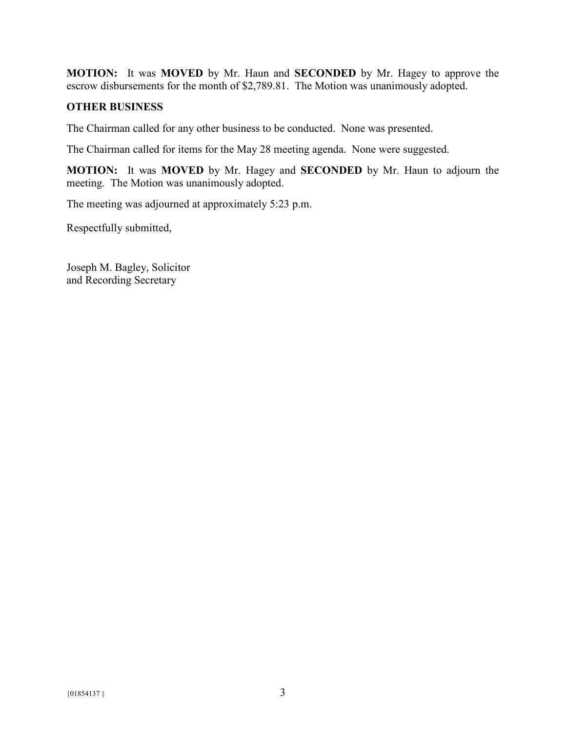**MOTION:** It was **MOVED** by Mr. Haun and **SECONDED** by Mr. Hagey to approve the escrow disbursements for the month of $2,789.81. The Motion was unanimously adopted.

**OTHER BUSINESS**

The Chairman called for any other business to be conducted. None was presented.

The Chairman called for items for the May 28 meeting agenda. None were suggested.

**MOTION:** It was **MOVED** by Mr. Hagey and **SECONDED** by Mr. Haun to adjourn the meeting. The Motion was unanimously adopted.

The meeting was adjourned at approximately 5:23 p.m.

Respectfully submitted,

Joseph M. Bagley, Solicitor
and Recording Secretary

{01854137 }